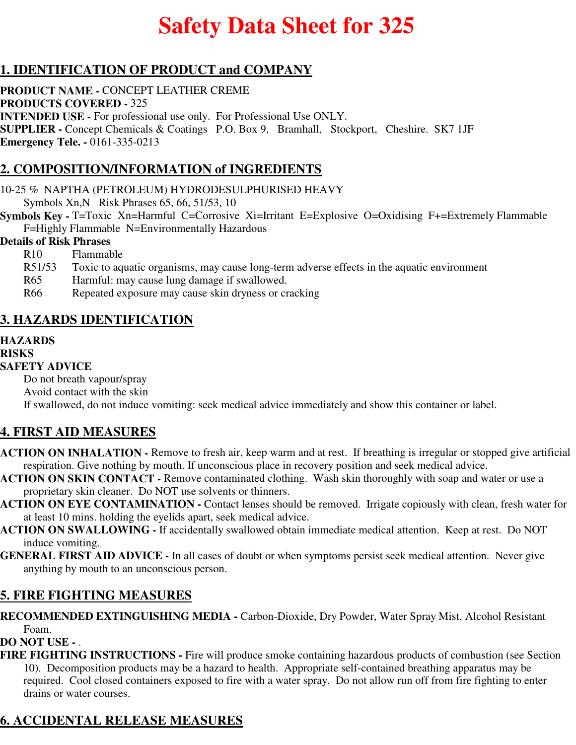# Safety Data Sheet for 325

## 1. IDENTIFICATION OF PRODUCT and COMPANY

**PRODUCT NAME -** CONCEPT LEATHER CREME
**PRODUCTS COVERED -** 325
**INTENDED USE -** For professional use only. For Professional Use ONLY.
**SUPPLIER -** Concept Chemicals & Coatings P.O. Box 9, Bramhall, Stockport, Cheshire. SK7 1JF
**Emergency Tele. -** 0161-335-0213

## 2. COMPOSITION/INFORMATION of INGREDIENTS

10-25 % NAPTHA (PETROLEUM) HYDRODESULPHURISED HEAVY
Symbols Xn,N Risk Phrases 65, 66, 51/53, 10

**Symbols Key -** T=Toxic Xn=Harmful C=Corrosive Xi=Irritant E=Explosive O=Oxidising F+=Extremely Flammable F=Highly Flammable N=Environmentally Hazardous

**Details of Risk Phrases**

| | |
|---|---|
| R10 | Flammable |
| R51/53 | Toxic to aquatic organisms, may cause long-term adverse effects in the aquatic environment |
| R65 | Harmful: may cause lung damage if swallowed. |
| R66 | Repeated exposure may cause skin dryness or cracking |

## 3. HAZARDS IDENTIFICATION

**HAZARDS**
**RISKS**
**SAFETY ADVICE**
Do not breath vapour/spray
Avoid contact with the skin
If swallowed, do not induce vomiting: seek medical advice immediately and show this container or label.

## 4. FIRST AID MEASURES

**ACTION ON INHALATION -** Remove to fresh air, keep warm and at rest. If breathing is irregular or stopped give artificial respiration. Give nothing by mouth. If unconscious place in recovery position and seek medical advice.
**ACTION ON SKIN CONTACT -** Remove contaminated clothing. Wash skin thoroughly with soap and water or use a proprietary skin cleaner. Do NOT use solvents or thinners.
**ACTION ON EYE CONTAMINATION -** Contact lenses should be removed. Irrigate copiously with clean, fresh water for at least 10 mins. holding the eyelids apart, seek medical advice.
**ACTION ON SWALLOWING -** If accidentally swallowed obtain immediate medical attention. Keep at rest. Do NOT induce vomiting.
**GENERAL FIRST AID ADVICE -** In all cases of doubt or when symptoms persist seek medical attention. Never give anything by mouth to an unconscious person.

## 5. FIRE FIGHTING MEASURES

**RECOMMENDED EXTINGUISHING MEDIA -** Carbon-Dioxide, Dry Powder, Water Spray Mist, Alcohol Resistant Foam.
**DO NOT USE -** .
**FIRE FIGHTING INSTRUCTIONS -** Fire will produce smoke containing hazardous products of combustion (see Section 10). Decomposition products may be a hazard to health. Appropriate self-contained breathing apparatus may be required. Cool closed containers exposed to fire with a water spray. Do not allow run off from fire fighting to enter drains or water courses.

## 6. ACCIDENTAL RELEASE MEASURES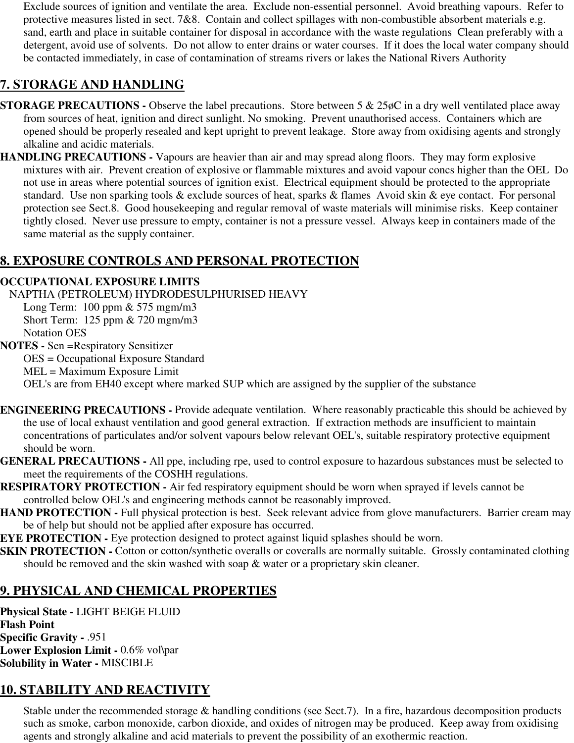Exclude sources of ignition and ventilate the area.  Exclude non-essential personnel.  Avoid breathing vapours.  Refer to protective measures listed in sect. 7&8.  Contain and collect spillages with non-combustible absorbent materials e.g. sand, earth and place in suitable container for disposal in accordance with the waste regulations  Clean preferably with a detergent, avoid use of solvents.  Do not allow to enter drains or water courses.  If it does the local water company should be contacted immediately, in case of contamination of streams rivers or lakes the National Rivers Authority

## 7. STORAGE AND HANDLING

**STORAGE PRECAUTIONS -** Observe the label precautions.  Store between 5 & 25øC in a dry well ventilated place away from sources of heat, ignition and direct sunlight. No smoking.  Prevent unauthorised access.  Containers which are opened should be properly resealed and kept upright to prevent leakage.  Store away from oxidising agents and strongly alkaline and acidic materials.

**HANDLING PRECAUTIONS -** Vapours are heavier than air and may spread along floors.  They may form explosive mixtures with air.  Prevent creation of explosive or flammable mixtures and avoid vapour concs higher than the OEL  Do not use in areas where potential sources of ignition exist.  Electrical equipment should be protected to the appropriate standard.  Use non sparking tools & exclude sources of heat, sparks & flames  Avoid skin & eye contact.  For personal protection see Sect.8.  Good housekeeping and regular removal of waste materials will minimise risks.  Keep container tightly closed.  Never use pressure to empty, container is not a pressure vessel.  Always keep in containers made of the same material as the supply container.

## 8. EXPOSURE CONTROLS AND PERSONAL PROTECTION

**OCCUPATIONAL EXPOSURE LIMITS**

NAPTHA (PETROLEUM) HYDRODESULPHURISED HEAVY

Long Term:  100 ppm & 575 mgm/m3
Short Term:  125 ppm & 720 mgm/m3
Notation OES

**NOTES -** Sen =Respiratory Sensitizer
OES = Occupational Exposure Standard
MEL = Maximum Exposure Limit
OEL's are from EH40 except where marked SUP which are assigned by the supplier of the substance

**ENGINEERING PRECAUTIONS -** Provide adequate ventilation.  Where reasonably practicable this should be achieved by the use of local exhaust ventilation and good general extraction.  If extraction methods are insufficient to maintain concentrations of particulates and/or solvent vapours below relevant OEL's, suitable respiratory protective equipment should be worn.

**GENERAL PRECAUTIONS -** All ppe, including rpe, used to control exposure to hazardous substances must be selected to meet the requirements of the COSHH regulations.

**RESPIRATORY PROTECTION -** Air fed respiratory equipment should be worn when sprayed if levels cannot be controlled below OEL's and engineering methods cannot be reasonably improved.

**HAND PROTECTION -** Full physical protection is best.  Seek relevant advice from glove manufacturers.  Barrier cream may be of help but should not be applied after exposure has occurred.

**EYE PROTECTION -** Eye protection designed to protect against liquid splashes should be worn.

**SKIN PROTECTION -** Cotton or cotton/synthetic overalls or coveralls are normally suitable.  Grossly contaminated clothing should be removed and the skin washed with soap & water or a proprietary skin cleaner.

## 9. PHYSICAL AND CHEMICAL PROPERTIES

**Physical State -** LIGHT BEIGE FLUID
**Flash Point**
**Specific Gravity -** .951
**Lower Explosion Limit -** 0.6% vol\par
**Solubility in Water -** MISCIBLE

## 10. STABILITY AND REACTIVITY

Stable under the recommended storage & handling conditions (see Sect.7).  In a fire, hazardous decomposition products such as smoke, carbon monoxide, carbon dioxide, and oxides of nitrogen may be produced.  Keep away from oxidising agents and strongly alkaline and acid materials to prevent the possibility of an exothermic reaction.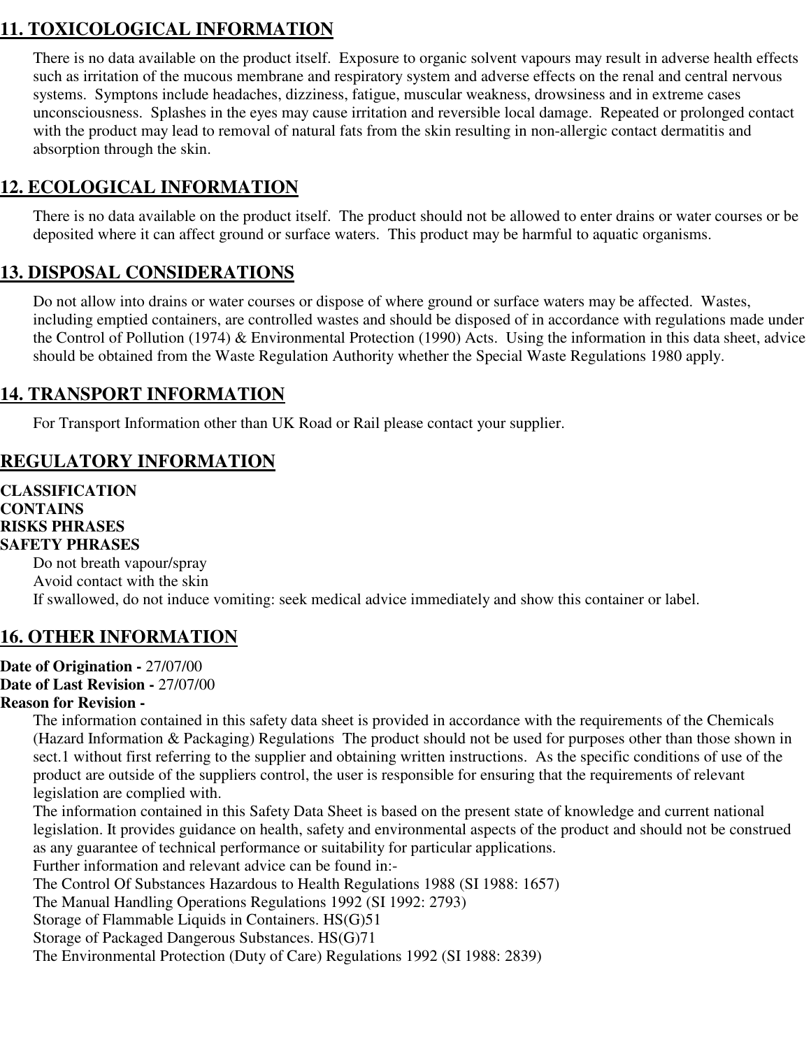## 11. TOXICOLOGICAL INFORMATION

There is no data available on the product itself. Exposure to organic solvent vapours may result in adverse health effects such as irritation of the mucous membrane and respiratory system and adverse effects on the renal and central nervous systems. Symptons include headaches, dizziness, fatigue, muscular weakness, drowsiness and in extreme cases unconsciousness. Splashes in the eyes may cause irritation and reversible local damage. Repeated or prolonged contact with the product may lead to removal of natural fats from the skin resulting in non-allergic contact dermatitis and absorption through the skin.

## 12. ECOLOGICAL INFORMATION

There is no data available on the product itself. The product should not be allowed to enter drains or water courses or be deposited where it can affect ground or surface waters. This product may be harmful to aquatic organisms.

## 13. DISPOSAL CONSIDERATIONS

Do not allow into drains or water courses or dispose of where ground or surface waters may be affected. Wastes, including emptied containers, are controlled wastes and should be disposed of in accordance with regulations made under the Control of Pollution (1974) & Environmental Protection (1990) Acts. Using the information in this data sheet, advice should be obtained from the Waste Regulation Authority whether the Special Waste Regulations 1980 apply.

## 14. TRANSPORT INFORMATION

For Transport Information other than UK Road or Rail please contact your supplier.

## REGULATORY INFORMATION

**CLASSIFICATION**
**CONTAINS**
**RISKS PHRASES**
**SAFETY PHRASES**

Do not breath vapour/spray
Avoid contact with the skin
If swallowed, do not induce vomiting: seek medical advice immediately and show this container or label.

## 16. OTHER INFORMATION

**Date of Origination -** 27/07/00
**Date of Last Revision -** 27/07/00
**Reason for Revision -**

The information contained in this safety data sheet is provided in accordance with the requirements of the Chemicals (Hazard Information & Packaging) Regulations The product should not be used for purposes other than those shown in sect.1 without first referring to the supplier and obtaining written instructions. As the specific conditions of use of the product are outside of the suppliers control, the user is responsible for ensuring that the requirements of relevant legislation are complied with.
The information contained in this Safety Data Sheet is based on the present state of knowledge and current national legislation. It provides guidance on health, safety and environmental aspects of the product and should not be construed as any guarantee of technical performance or suitability for particular applications.
Further information and relevant advice can be found in:-
The Control Of Substances Hazardous to Health Regulations 1988 (SI 1988: 1657)
The Manual Handling Operations Regulations 1992 (SI 1992: 2793)
Storage of Flammable Liquids in Containers. HS(G)51
Storage of Packaged Dangerous Substances. HS(G)71
The Environmental Protection (Duty of Care) Regulations 1992 (SI 1988: 2839)